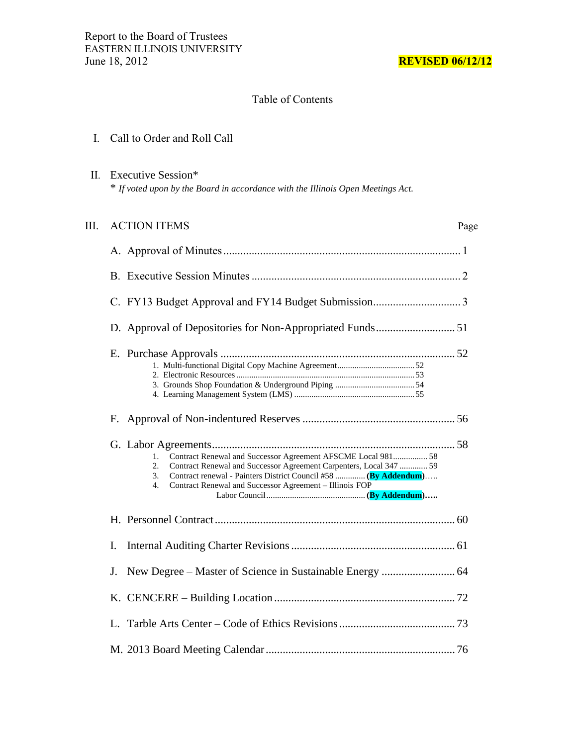Report to the Board of Trustees
EASTERN ILLINOIS UNIVERSITY
June 18, 2012

**REVISED 06/12/12**

## Table of Contents

I. Call to Order and Roll Call

II. Executive Session*
\* *If voted upon by the Board in accordance with the Illinois Open Meetings Act.*

III. ACTION ITEMS — Page

A. Approval of Minutes .......... 1

B. Executive Session Minutes .......... 2

C. FY13 Budget Approval and FY14 Budget Submission .......... 3

D. Approval of Depositories for Non-Appropriated Funds .......... 51

E. Purchase Approvals .......... 52
1. Multi-functional Digital Copy Machine Agreement .......... 52
2. Electronic Resources .......... 53
3. Grounds Shop Foundation & Underground Piping .......... 54
4. Learning Management System (LMS) .......... 55

F. Approval of Non-indentured Reserves .......... 56

G. Labor Agreements .......... 58
1. Contract Renewal and Successor Agreement AFSCME Local 981 .......... 58
2. Contract Renewal and Successor Agreement Carpenters, Local 347 .......... 59
3. Contract renewal - Painters District Council #58 .......... **(By Addendum)**.....
4. Contract Renewal and Successor Agreement – Illinois FOP Labor Council .......... **(By Addendum)**.....

H. Personnel Contract .......... 60

I. Internal Auditing Charter Revisions .......... 61

J. New Degree – Master of Science in Sustainable Energy .......... 64

K. CENCERE – Building Location .......... 72

L. Tarble Arts Center – Code of Ethics Revisions .......... 73

M. 2013 Board Meeting Calendar .......... 76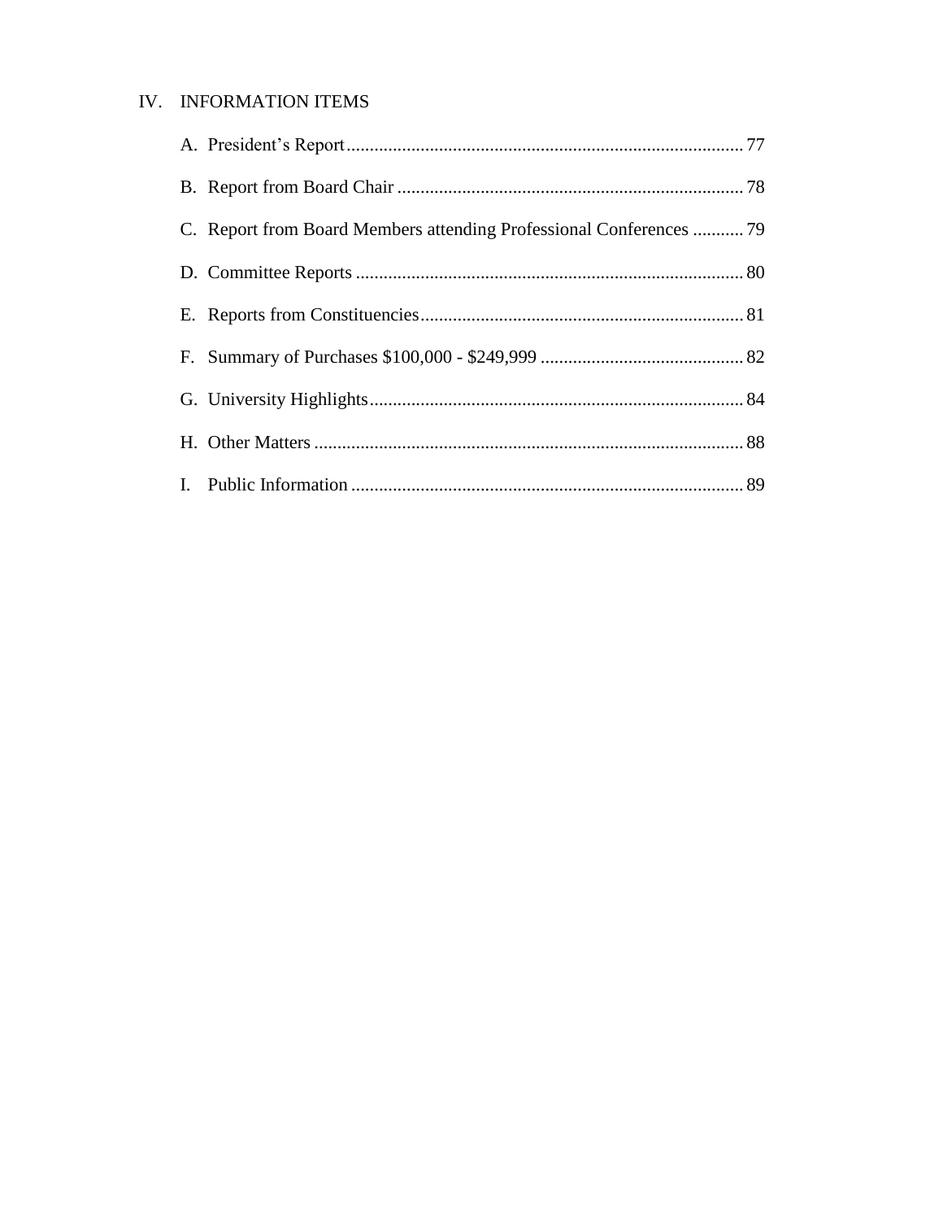## IV. INFORMATION ITEMS

A. President's Report....................................................................................... 77

B. Report from Board Chair ............................................................................ 78

C. Report from Board Members attending Professional Conferences ........... 79

D. Committee Reports ..................................................................................... 80

E. Reports from Constituencies....................................................................... 81

F. Summary of Purchases $100,000 - $249,999 ............................................ 82

G. University Highlights.................................................................................. 84

H. Other Matters .............................................................................................. 88

I. Public Information ....................................................................................... 89